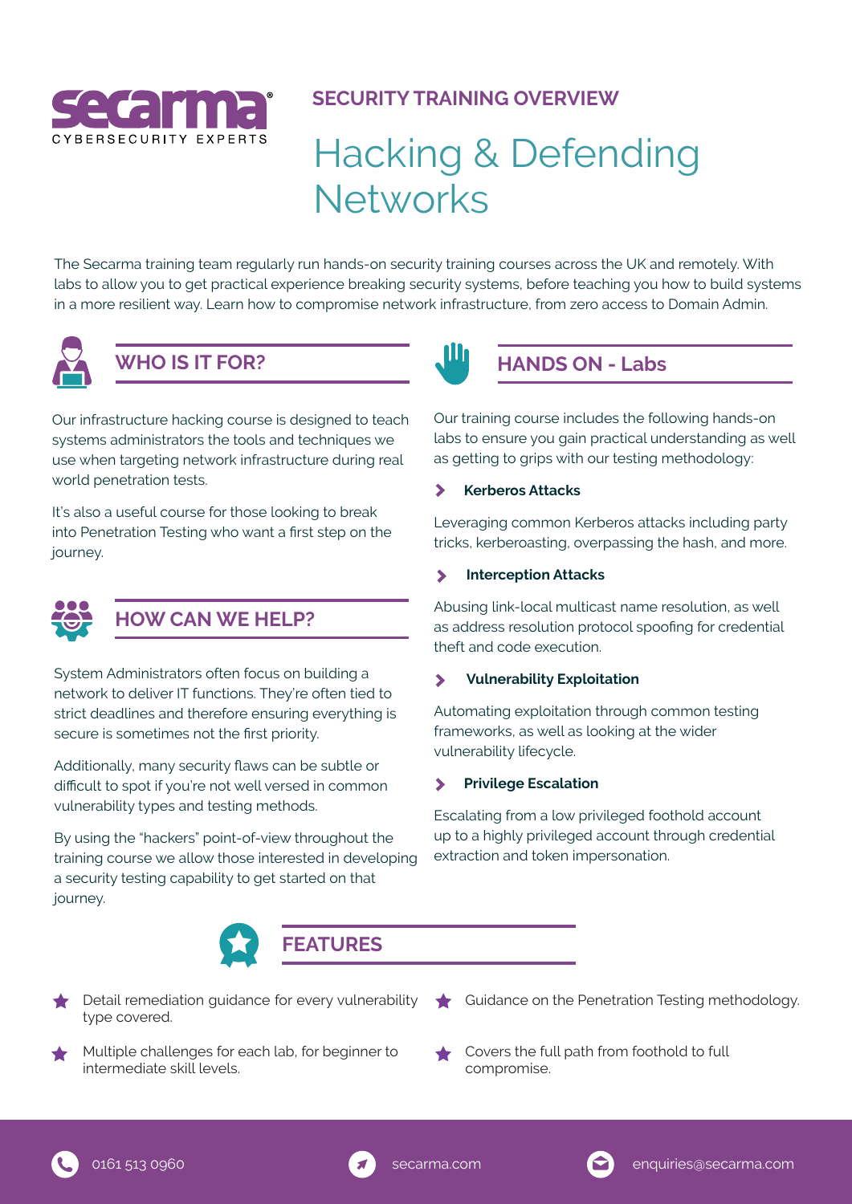**SECURITY TRAINING OVERVIEW**

# Hacking & Defending Networks

The Secarma training team regularly run hands-on security training courses across the UK and remotely. With labs to allow you to get practical experience breaking security systems, before teaching you how to build systems in a more resilient way. Learn how to compromise network infrastructure, from zero access to Domain Admin.

## WHO IS IT FOR?

Our infrastructure hacking course is designed to teach systems administrators the tools and techniques we use when targeting network infrastructure during real world penetration tests.

It's also a useful course for those looking to break into Penetration Testing who want a first step on the journey.

## HOW CAN WE HELP?

System Administrators often focus on building a network to deliver IT functions. They're often tied to strict deadlines and therefore ensuring everything is secure is sometimes not the first priority.

Additionally, many security flaws can be subtle or difficult to spot if you're not well versed in common vulnerability types and testing methods.

By using the "hackers" point-of-view throughout the training course we allow those interested in developing a security testing capability to get started on that journey.

## HANDS ON - Labs

Our training course includes the following hands-on labs to ensure you gain practical understanding as well as getting to grips with our testing methodology:

### Kerberos Attacks

Leveraging common Kerberos attacks including party tricks, kerberoasting, overpassing the hash, and more.

### Interception Attacks

Abusing link-local multicast name resolution, as well as address resolution protocol spoofing for credential theft and code execution.

### Vulnerability Exploitation

Automating exploitation through common testing frameworks, as well as looking at the wider vulnerability lifecycle.

### Privilege Escalation

Escalating from a low privileged foothold account up to a highly privileged account through credential extraction and token impersonation.

## FEATURES

- Detail remediation guidance for every vulnerability type covered.
- Multiple challenges for each lab, for beginner to intermediate skill levels.
- Guidance on the Penetration Testing methodology.
- Covers the full path from foothold to full compromise.

0161 513 0960 | secarma.com | enquiries@secarma.com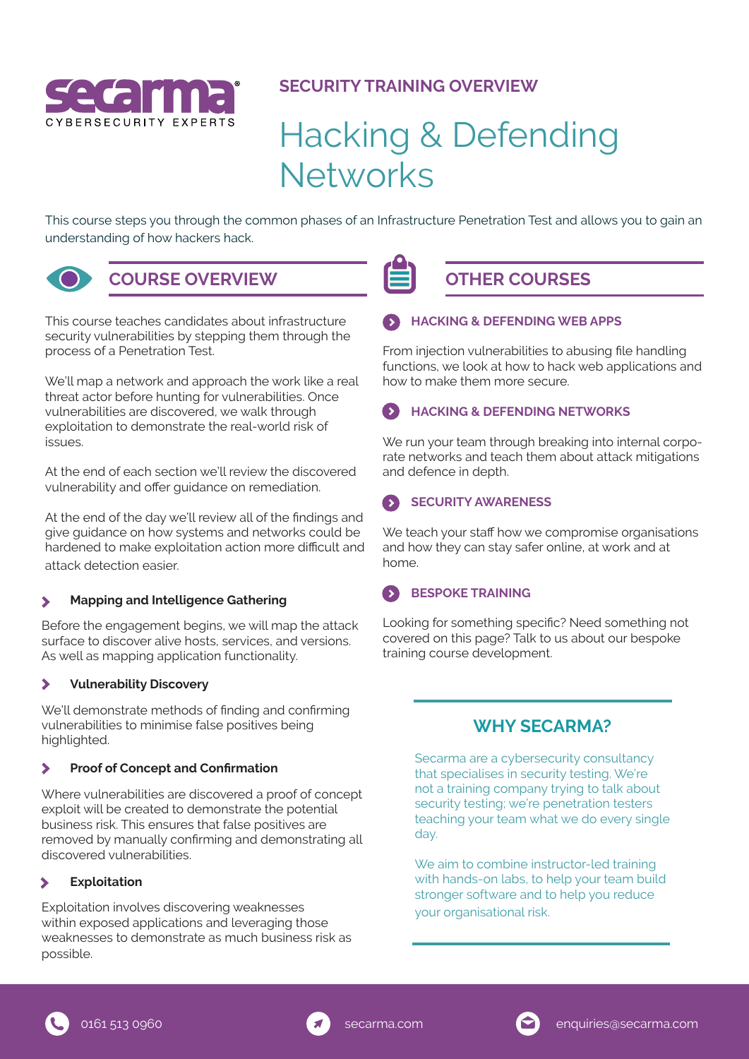secarma

CYBERSECURITY EXPERTS

**SECURITY TRAINING OVERVIEW**

# Hacking & Defending Networks

This course steps you through the common phases of an Infrastructure Penetration Test and allows you to gain an understanding of how hackers hack.

## COURSE OVERVIEW

This course teaches candidates about infrastructure security vulnerabilities by stepping them through the process of a Penetration Test.

We'll map a network and approach the work like a real threat actor before hunting for vulnerabilities. Once vulnerabilities are discovered, we walk through exploitation to demonstrate the real-world risk of issues.

At the end of each section we'll review the discovered vulnerability and offer guidance on remediation.

At the end of the day we'll review all of the findings and give guidance on how systems and networks could be hardened to make exploitation action more difficult and attack detection easier.

### Mapping and Intelligence Gathering

Before the engagement begins, we will map the attack surface to discover alive hosts, services, and versions. As well as mapping application functionality.

### Vulnerability Discovery

We'll demonstrate methods of finding and confirming vulnerabilities to minimise false positives being highlighted.

### Proof of Concept and Confirmation

Where vulnerabilities are discovered a proof of concept exploit will be created to demonstrate the potential business risk. This ensures that false positives are removed by manually confirming and demonstrating all discovered vulnerabilities.

### Exploitation

Exploitation involves discovering weaknesses within exposed applications and leveraging those weaknesses to demonstrate as much business risk as possible.

## OTHER COURSES

### HACKING & DEFENDING WEB APPS

From injection vulnerabilities to abusing file handling functions, we look at how to hack web applications and how to make them more secure.

### HACKING & DEFENDING NETWORKS

We run your team through breaking into internal corporate networks and teach them about attack mitigations and defence in depth.

### SECURITY AWARENESS

We teach your staff how we compromise organisations and how they can stay safer online, at work and at home.

### BESPOKE TRAINING

Looking for something specific? Need something not covered on this page? Talk to us about our bespoke training course development.

## WHY SECARMA?

Secarma are a cybersecurity consultancy that specialises in security testing. We're not a training company trying to talk about security testing; we're penetration testers teaching your team what we do every single day.

We aim to combine instructor-led training with hands-on labs, to help your team build stronger software and to help you reduce your organisational risk.

0161 513 0960 | secarma.com | enquiries@secarma.com